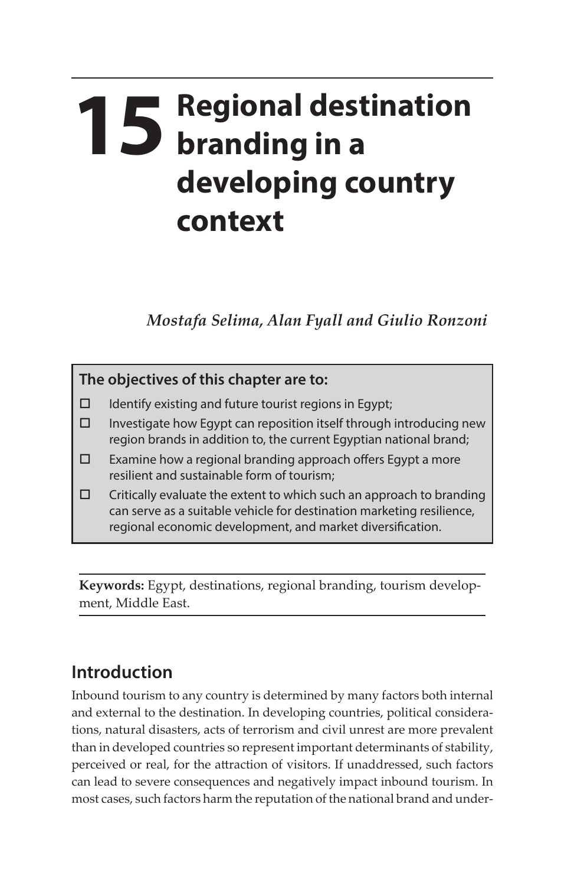# 15 Regional destination branding in a developing country context

*Mostafa Selima, Alan Fyall and Giulio Ronzoni*

**The objectives of this chapter are to:**

- ☐ Identify existing and future tourist regions in Egypt;
- ☐ Investigate how Egypt can reposition itself through introducing new region brands in addition to, the current Egyptian national brand;
- ☐ Examine how a regional branding approach offers Egypt a more resilient and sustainable form of tourism;
- ☐ Critically evaluate the extent to which such an approach to branding can serve as a suitable vehicle for destination marketing resilience, regional economic development, and market diversification.

**Keywords:** Egypt, destinations, regional branding, tourism development, Middle East.

## Introduction

Inbound tourism to any country is determined by many factors both internal and external to the destination. In developing countries, political considerations, natural disasters, acts of terrorism and civil unrest are more prevalent than in developed countries so represent important determinants of stability, perceived or real, for the attraction of visitors. If unaddressed, such factors can lead to severe consequences and negatively impact inbound tourism. In most cases, such factors harm the reputation of the national brand and under-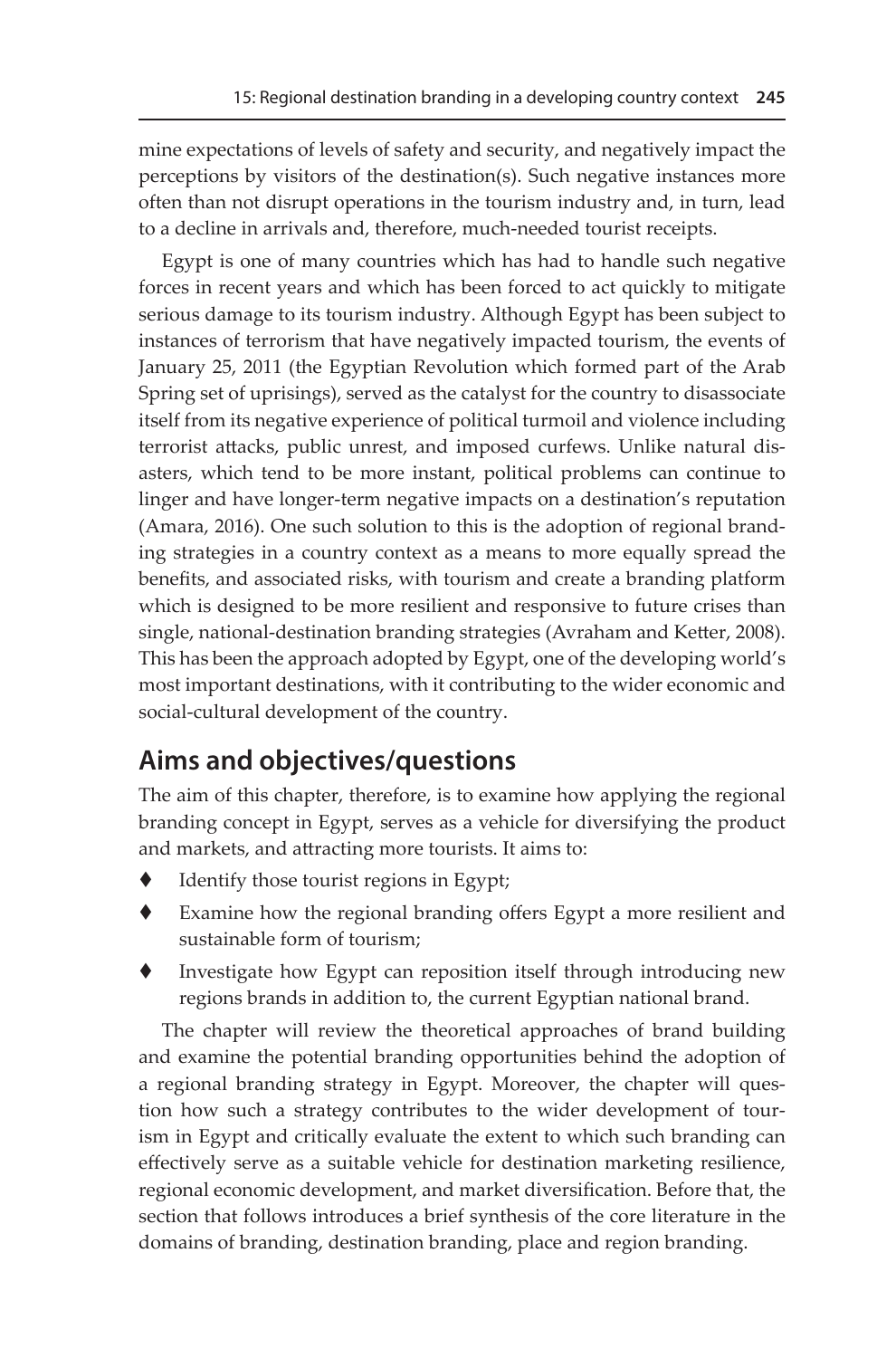mine expectations of levels of safety and security, and negatively impact the perceptions by visitors of the destination(s). Such negative instances more often than not disrupt operations in the tourism industry and, in turn, lead to a decline in arrivals and, therefore, much-needed tourist receipts.

Egypt is one of many countries which has had to handle such negative forces in recent years and which has been forced to act quickly to mitigate serious damage to its tourism industry. Although Egypt has been subject to instances of terrorism that have negatively impacted tourism, the events of January 25, 2011 (the Egyptian Revolution which formed part of the Arab Spring set of uprisings), served as the catalyst for the country to disassociate itself from its negative experience of political turmoil and violence including terrorist attacks, public unrest, and imposed curfews. Unlike natural disasters, which tend to be more instant, political problems can continue to linger and have longer-term negative impacts on a destination's reputation (Amara, 2016). One such solution to this is the adoption of regional branding strategies in a country context as a means to more equally spread the benefits, and associated risks, with tourism and create a branding platform which is designed to be more resilient and responsive to future crises than single, national-destination branding strategies (Avraham and Ketter, 2008). This has been the approach adopted by Egypt, one of the developing world's most important destinations, with it contributing to the wider economic and social-cultural development of the country.

## Aims and objectives/questions

The aim of this chapter, therefore, is to examine how applying the regional branding concept in Egypt, serves as a vehicle for diversifying the product and markets, and attracting more tourists. It aims to:

- Identify those tourist regions in Egypt;
- Examine how the regional branding offers Egypt a more resilient and sustainable form of tourism;
- Investigate how Egypt can reposition itself through introducing new regions brands in addition to, the current Egyptian national brand.

The chapter will review the theoretical approaches of brand building and examine the potential branding opportunities behind the adoption of a regional branding strategy in Egypt. Moreover, the chapter will question how such a strategy contributes to the wider development of tourism in Egypt and critically evaluate the extent to which such branding can effectively serve as a suitable vehicle for destination marketing resilience, regional economic development, and market diversification. Before that, the section that follows introduces a brief synthesis of the core literature in the domains of branding, destination branding, place and region branding.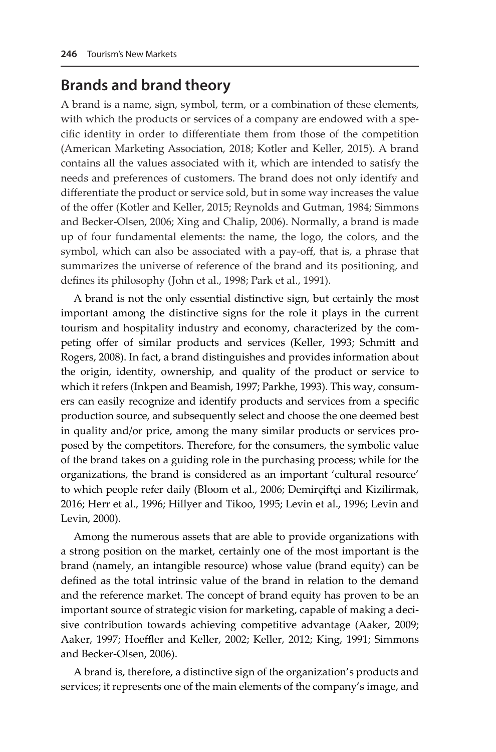## Brands and brand theory

A brand is a name, sign, symbol, term, or a combination of these elements, with which the products or services of a company are endowed with a specific identity in order to differentiate them from those of the competition (American Marketing Association, 2018; Kotler and Keller, 2015). A brand contains all the values associated with it, which are intended to satisfy the needs and preferences of customers. The brand does not only identify and differentiate the product or service sold, but in some way increases the value of the offer (Kotler and Keller, 2015; Reynolds and Gutman, 1984; Simmons and Becker-Olsen, 2006; Xing and Chalip, 2006). Normally, a brand is made up of four fundamental elements: the name, the logo, the colors, and the symbol, which can also be associated with a pay-off, that is, a phrase that summarizes the universe of reference of the brand and its positioning, and defines its philosophy (John et al., 1998; Park et al., 1991).

A brand is not the only essential distinctive sign, but certainly the most important among the distinctive signs for the role it plays in the current tourism and hospitality industry and economy, characterized by the competing offer of similar products and services (Keller, 1993; Schmitt and Rogers, 2008). In fact, a brand distinguishes and provides information about the origin, identity, ownership, and quality of the product or service to which it refers (Inkpen and Beamish, 1997; Parkhe, 1993). This way, consumers can easily recognize and identify products and services from a specific production source, and subsequently select and choose the one deemed best in quality and/or price, among the many similar products or services proposed by the competitors. Therefore, for the consumers, the symbolic value of the brand takes on a guiding role in the purchasing process; while for the organizations, the brand is considered as an important 'cultural resource' to which people refer daily (Bloom et al., 2006; Demirçiftçi and Kizilirmak, 2016; Herr et al., 1996; Hillyer and Tikoo, 1995; Levin et al., 1996; Levin and Levin, 2000).

Among the numerous assets that are able to provide organizations with a strong position on the market, certainly one of the most important is the brand (namely, an intangible resource) whose value (brand equity) can be defined as the total intrinsic value of the brand in relation to the demand and the reference market. The concept of brand equity has proven to be an important source of strategic vision for marketing, capable of making a decisive contribution towards achieving competitive advantage (Aaker, 2009; Aaker, 1997; Hoeffler and Keller, 2002; Keller, 2012; King, 1991; Simmons and Becker-Olsen, 2006).

A brand is, therefore, a distinctive sign of the organization's products and services; it represents one of the main elements of the company's image, and